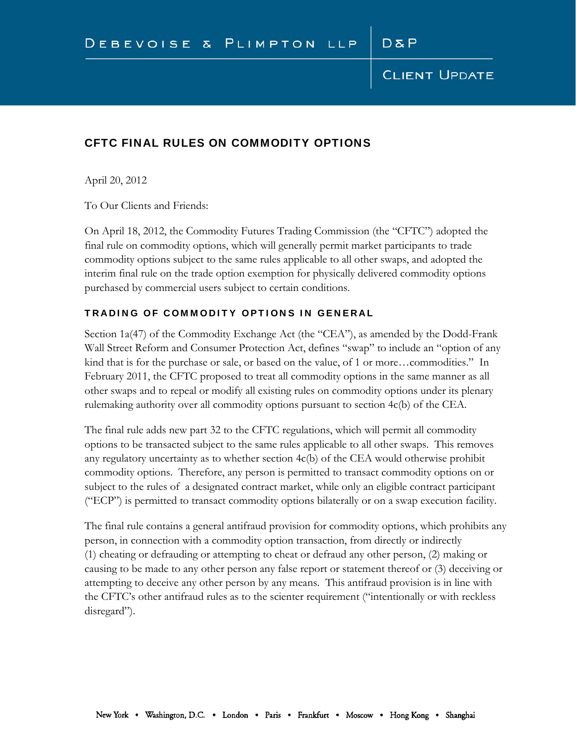# CFTC FINAL RULES ON COMMODITY OPTIONS

April 20, 2012

To Our Clients and Friends:

On April 18, 2012, the Commodity Futures Trading Commission (the "CFTC") adopted the final rule on commodity options, which will generally permit market participants to trade commodity options subject to the same rules applicable to all other swaps, and adopted the interim final rule on the trade option exemption for physically delivered commodity options purchased by commercial users subject to certain conditions.

## TRADING OF COMMODITY OPTIONS IN GENERAL

Section 1a(47) of the Commodity Exchange Act (the "CEA"), as amended by the Dodd-Frank Wall Street Reform and Consumer Protection Act, defines "swap" to include an "option of any kind that is for the purchase or sale, or based on the value, of 1 or more…commodities." In February 2011, the CFTC proposed to treat all commodity options in the same manner as all other swaps and to repeal or modify all existing rules on commodity options under its plenary rulemaking authority over all commodity options pursuant to section 4c(b) of the CEA.

The final rule adds new part 32 to the CFTC regulations, which will permit all commodity options to be transacted subject to the same rules applicable to all other swaps. This removes any regulatory uncertainty as to whether section 4c(b) of the CEA would otherwise prohibit commodity options. Therefore, any person is permitted to transact commodity options on or subject to the rules of a designated contract market, while only an eligible contract participant ("ECP") is permitted to transact commodity options bilaterally or on a swap execution facility.

The final rule contains a general antifraud provision for commodity options, which prohibits any person, in connection with a commodity option transaction, from directly or indirectly (1) cheating or defrauding or attempting to cheat or defraud any other person, (2) making or causing to be made to any other person any false report or statement thereof or (3) deceiving or attempting to deceive any other person by any means. This antifraud provision is in line with the CFTC's other antifraud rules as to the scienter requirement ("intentionally or with reckless disregard").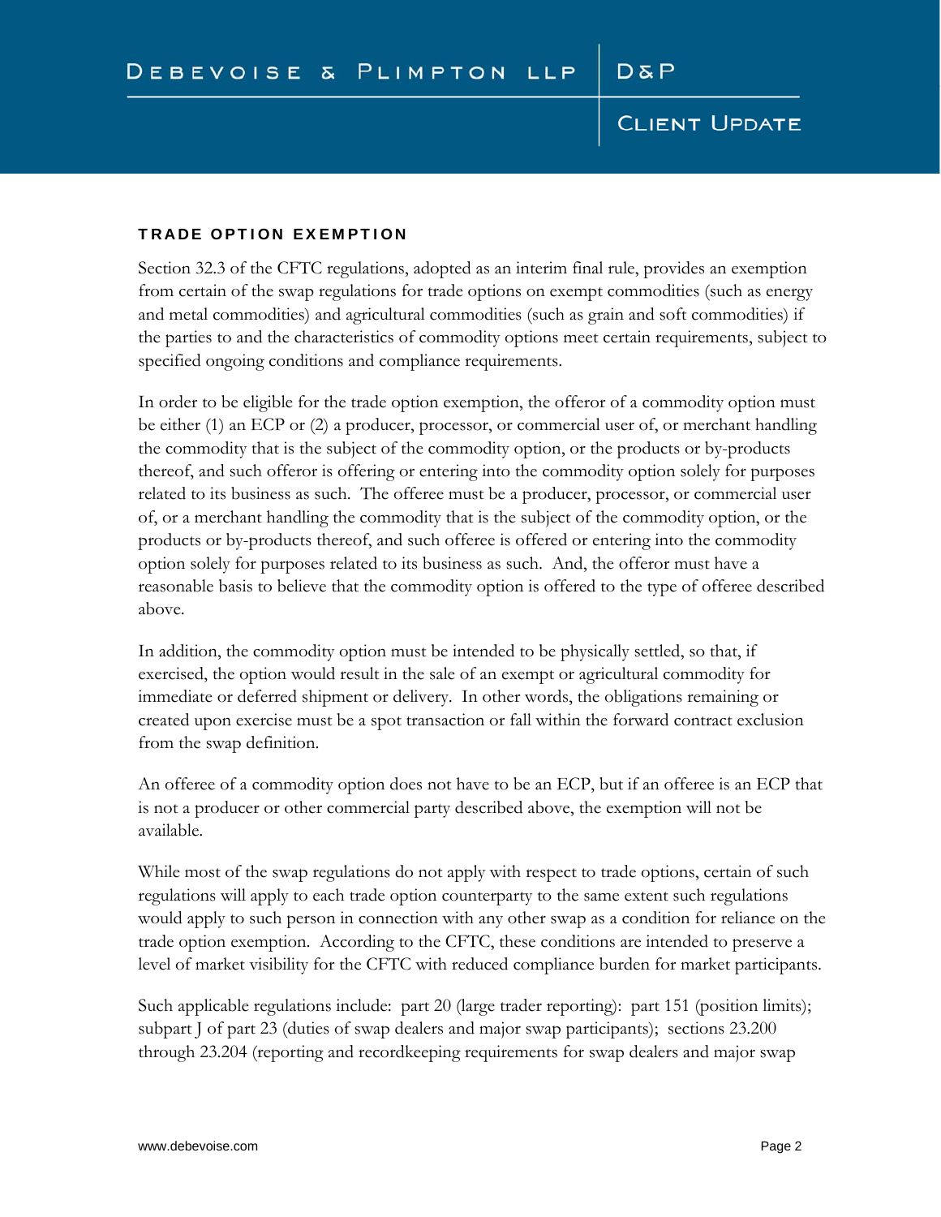## TRADE OPTION EXEMPTION

Section 32.3 of the CFTC regulations, adopted as an interim final rule, provides an exemption from certain of the swap regulations for trade options on exempt commodities (such as energy and metal commodities) and agricultural commodities (such as grain and soft commodities) if the parties to and the characteristics of commodity options meet certain requirements, subject to specified ongoing conditions and compliance requirements.

In order to be eligible for the trade option exemption, the offeror of a commodity option must be either (1) an ECP or (2) a producer, processor, or commercial user of, or merchant handling the commodity that is the subject of the commodity option, or the products or by-products thereof, and such offeror is offering or entering into the commodity option solely for purposes related to its business as such. The offeree must be a producer, processor, or commercial user of, or a merchant handling the commodity that is the subject of the commodity option, or the products or by-products thereof, and such offeree is offered or entering into the commodity option solely for purposes related to its business as such. And, the offeror must have a reasonable basis to believe that the commodity option is offered to the type of offeree described above.

In addition, the commodity option must be intended to be physically settled, so that, if exercised, the option would result in the sale of an exempt or agricultural commodity for immediate or deferred shipment or delivery. In other words, the obligations remaining or created upon exercise must be a spot transaction or fall within the forward contract exclusion from the swap definition.

An offeree of a commodity option does not have to be an ECP, but if an offeree is an ECP that is not a producer or other commercial party described above, the exemption will not be available.

While most of the swap regulations do not apply with respect to trade options, certain of such regulations will apply to each trade option counterparty to the same extent such regulations would apply to such person in connection with any other swap as a condition for reliance on the trade option exemption. According to the CFTC, these conditions are intended to preserve a level of market visibility for the CFTC with reduced compliance burden for market participants.

Such applicable regulations include: part 20 (large trader reporting): part 151 (position limits); subpart J of part 23 (duties of swap dealers and major swap participants); sections 23.200 through 23.204 (reporting and recordkeeping requirements for swap dealers and major swap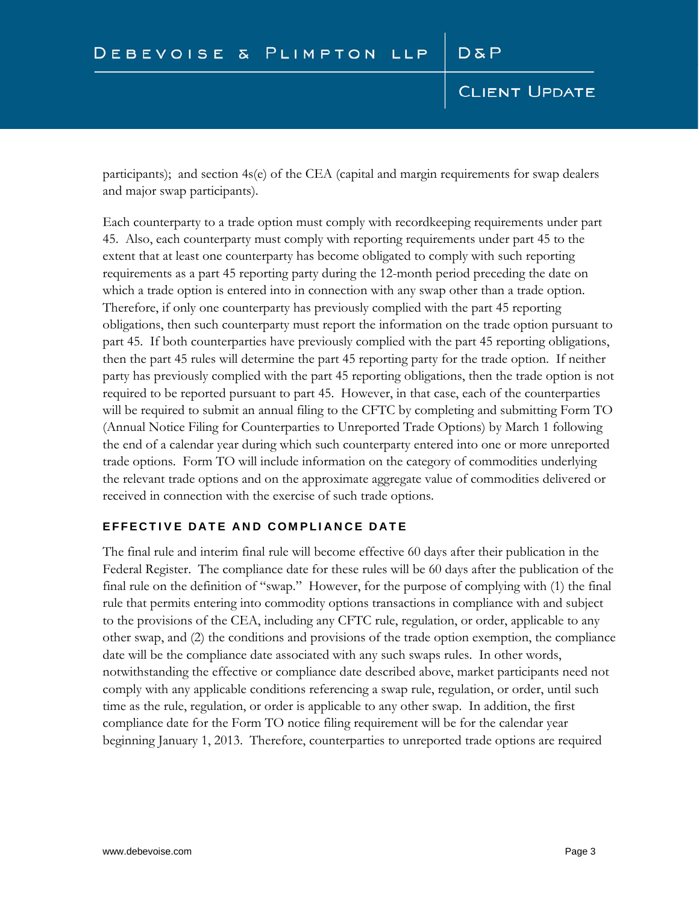participants); and section 4s(e) of the CEA (capital and margin requirements for swap dealers and major swap participants).

Each counterparty to a trade option must comply with recordkeeping requirements under part 45. Also, each counterparty must comply with reporting requirements under part 45 to the extent that at least one counterparty has become obligated to comply with such reporting requirements as a part 45 reporting party during the 12-month period preceding the date on which a trade option is entered into in connection with any swap other than a trade option. Therefore, if only one counterparty has previously complied with the part 45 reporting obligations, then such counterparty must report the information on the trade option pursuant to part 45. If both counterparties have previously complied with the part 45 reporting obligations, then the part 45 rules will determine the part 45 reporting party for the trade option. If neither party has previously complied with the part 45 reporting obligations, then the trade option is not required to be reported pursuant to part 45. However, in that case, each of the counterparties will be required to submit an annual filing to the CFTC by completing and submitting Form TO (Annual Notice Filing for Counterparties to Unreported Trade Options) by March 1 following the end of a calendar year during which such counterparty entered into one or more unreported trade options. Form TO will include information on the category of commodities underlying the relevant trade options and on the approximate aggregate value of commodities delivered or received in connection with the exercise of such trade options.

## EFFECTIVE DATE AND COMPLIANCE DATE

The final rule and interim final rule will become effective 60 days after their publication in the Federal Register. The compliance date for these rules will be 60 days after the publication of the final rule on the definition of "swap." However, for the purpose of complying with (1) the final rule that permits entering into commodity options transactions in compliance with and subject to the provisions of the CEA, including any CFTC rule, regulation, or order, applicable to any other swap, and (2) the conditions and provisions of the trade option exemption, the compliance date will be the compliance date associated with any such swaps rules. In other words, notwithstanding the effective or compliance date described above, market participants need not comply with any applicable conditions referencing a swap rule, regulation, or order, until such time as the rule, regulation, or order is applicable to any other swap. In addition, the first compliance date for the Form TO notice filing requirement will be for the calendar year beginning January 1, 2013. Therefore, counterparties to unreported trade options are required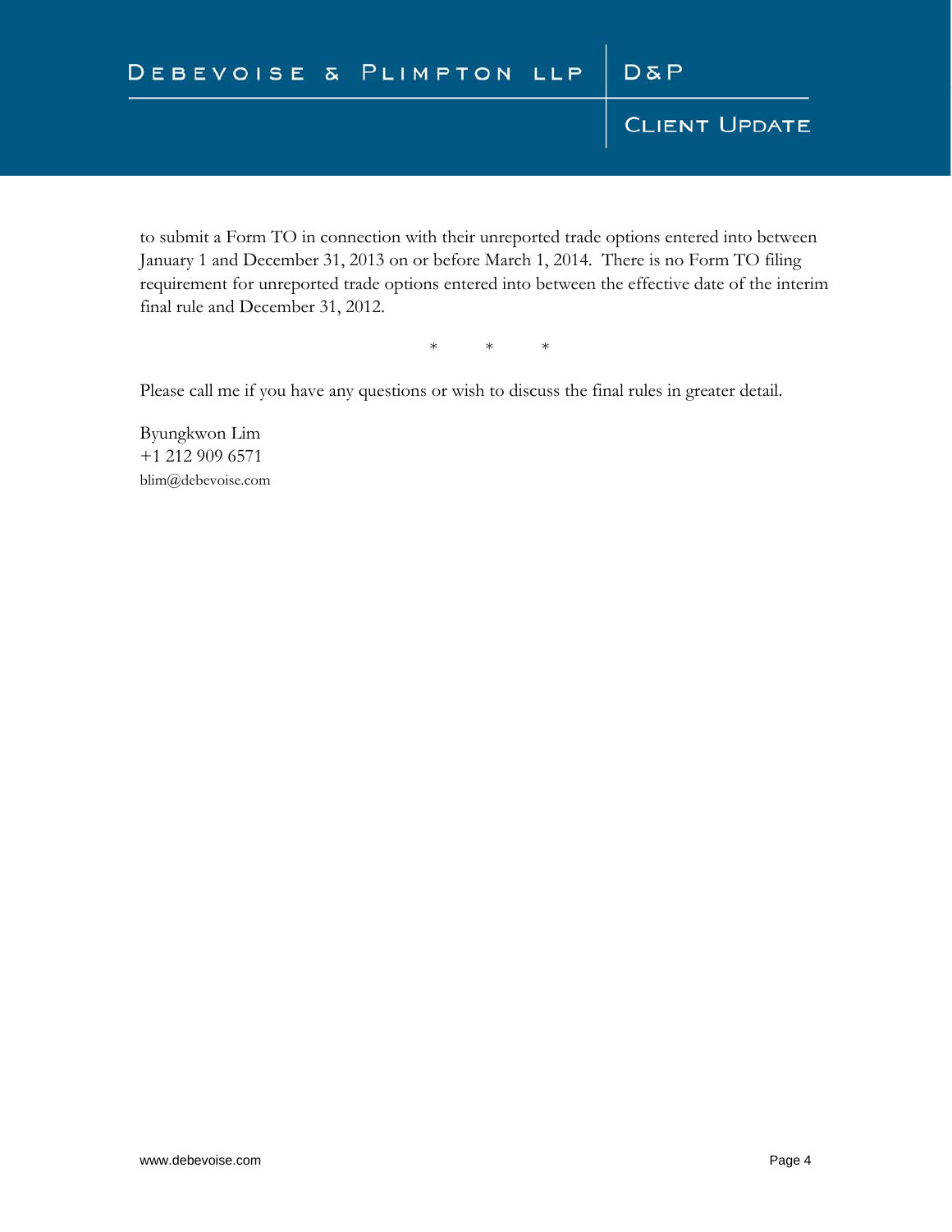to submit a Form TO in connection with their unreported trade options entered into between January 1 and December 31, 2013 on or before March 1, 2014. There is no Form TO filing requirement for unreported trade options entered into between the effective date of the interim final rule and December 31, 2012.

\*   \*   \*

Please call me if you have any questions or wish to discuss the final rules in greater detail.

Byungkwon Lim
+1 212 909 6571
blim@debevoise.com